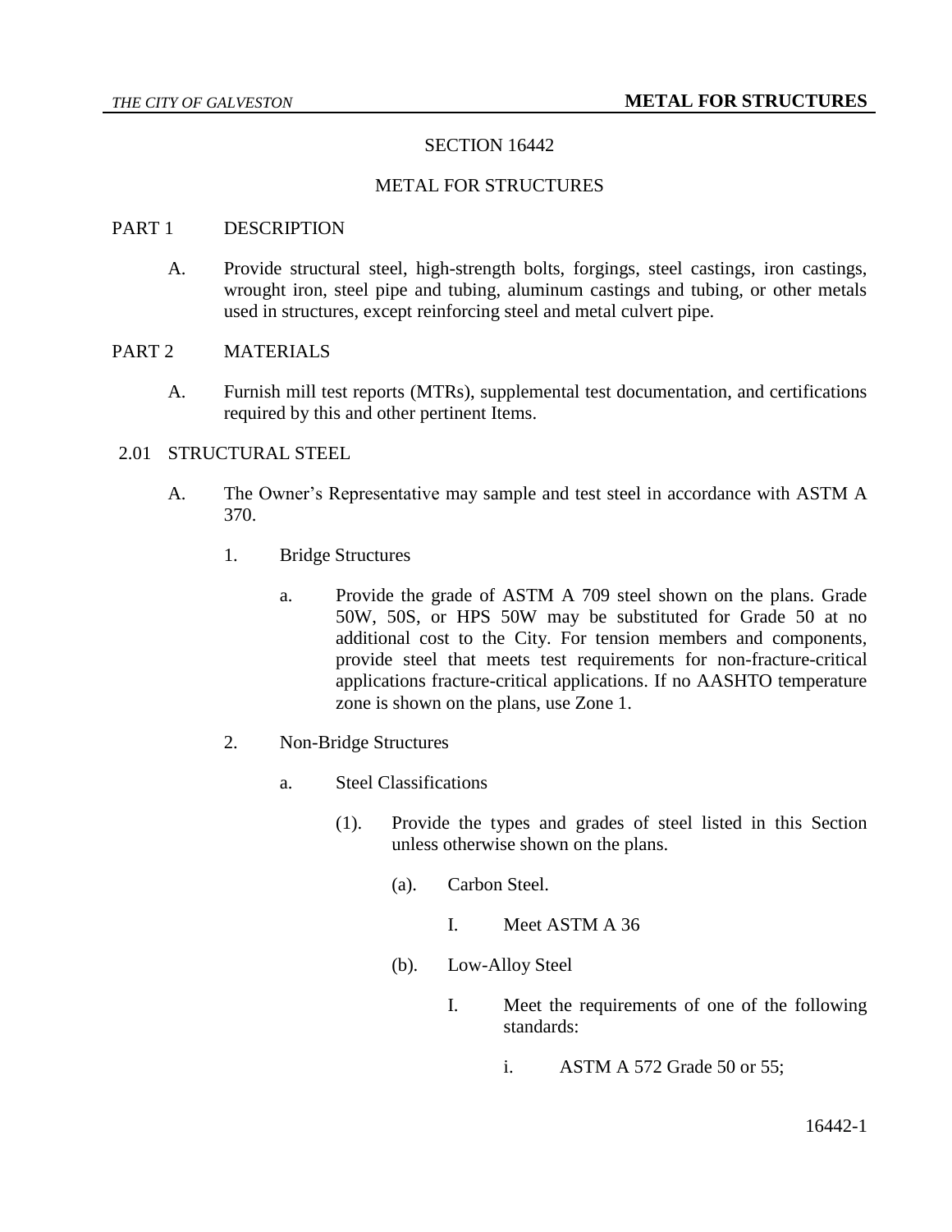# SECTION 16442

# METAL FOR STRUCTURES

## PART 1 DESCRIPTION

A. Provide structural steel, high-strength bolts, forgings, steel castings, iron castings, wrought iron, steel pipe and tubing, aluminum castings and tubing, or other metals used in structures, except reinforcing steel and metal culvert pipe.

## PART 2 MATERIALS

A. Furnish mill test reports (MTRs), supplemental test documentation, and certifications required by this and other pertinent Items.

### 2.01 STRUCTURAL STEEL

A. The Owner's Representative may sample and test steel in accordance with ASTM A 370.

1. Bridge Structures

   a. Provide the grade of ASTM A 709 steel shown on the plans. Grade 50W, 50S, or HPS 50W may be substituted for Grade 50 at no additional cost to the City. For tension members and components, provide steel that meets test requirements for non-fracture-critical applications fracture-critical applications. If no AASHTO temperature zone is shown on the plans, use Zone 1.

2. Non-Bridge Structures

   a. Steel Classifications

      (1). Provide the types and grades of steel listed in this Section unless otherwise shown on the plans.

         (a). Carbon Steel.

            I. Meet ASTM A 36

         (b). Low-Alloy Steel

            I. Meet the requirements of one of the following standards:

               i. ASTM A 572 Grade 50 or 55;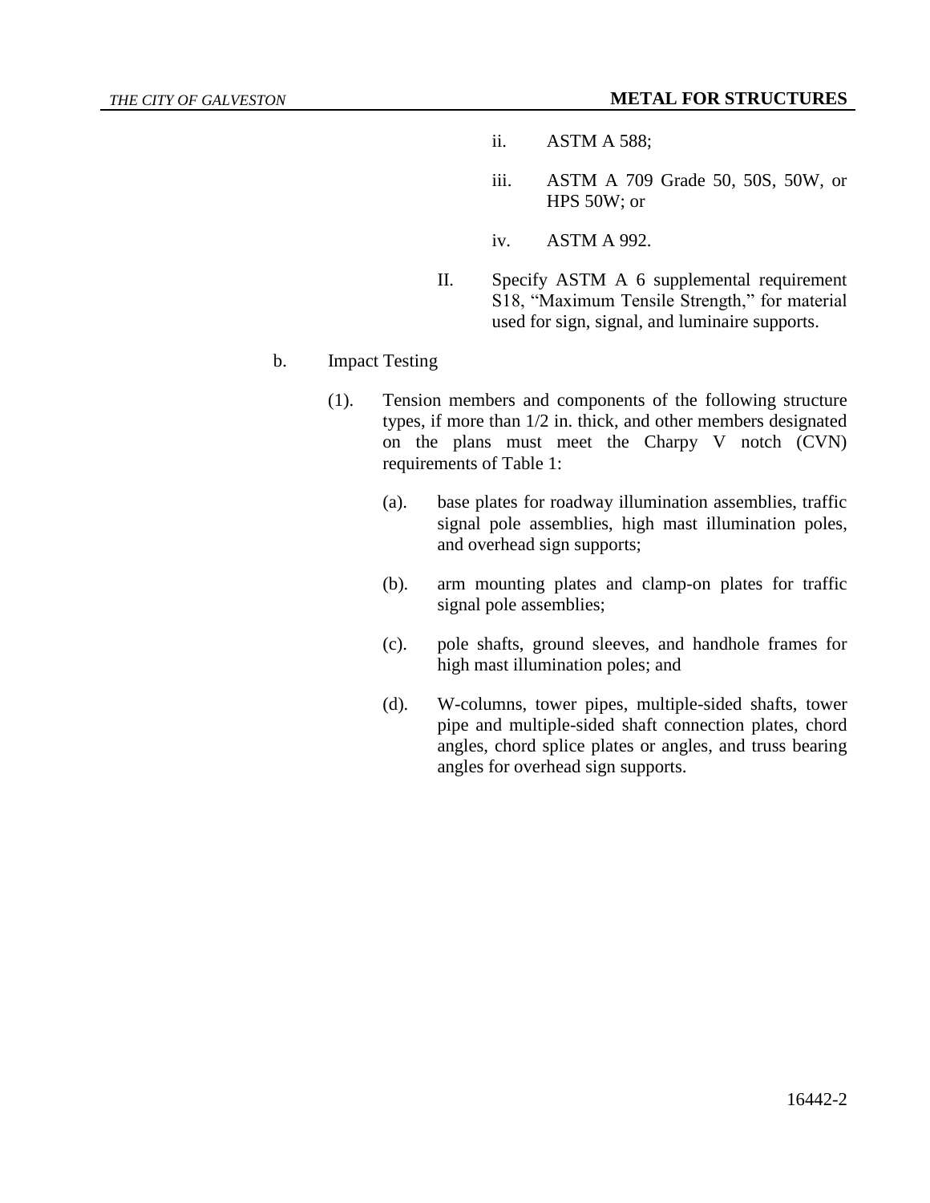ii. ASTM A 588;

iii. ASTM A 709 Grade 50, 50S, 50W, or HPS 50W; or

iv. ASTM A 992.

II. Specify ASTM A 6 supplemental requirement S18, "Maximum Tensile Strength," for material used for sign, signal, and luminaire supports.

b. Impact Testing

(1). Tension members and components of the following structure types, if more than 1/2 in. thick, and other members designated on the plans must meet the Charpy V notch (CVN) requirements of Table 1:

(a). base plates for roadway illumination assemblies, traffic signal pole assemblies, high mast illumination poles, and overhead sign supports;

(b). arm mounting plates and clamp-on plates for traffic signal pole assemblies;

(c). pole shafts, ground sleeves, and handhole frames for high mast illumination poles; and

(d). W-columns, tower pipes, multiple-sided shafts, tower pipe and multiple-sided shaft connection plates, chord angles, chord splice plates or angles, and truss bearing angles for overhead sign supports.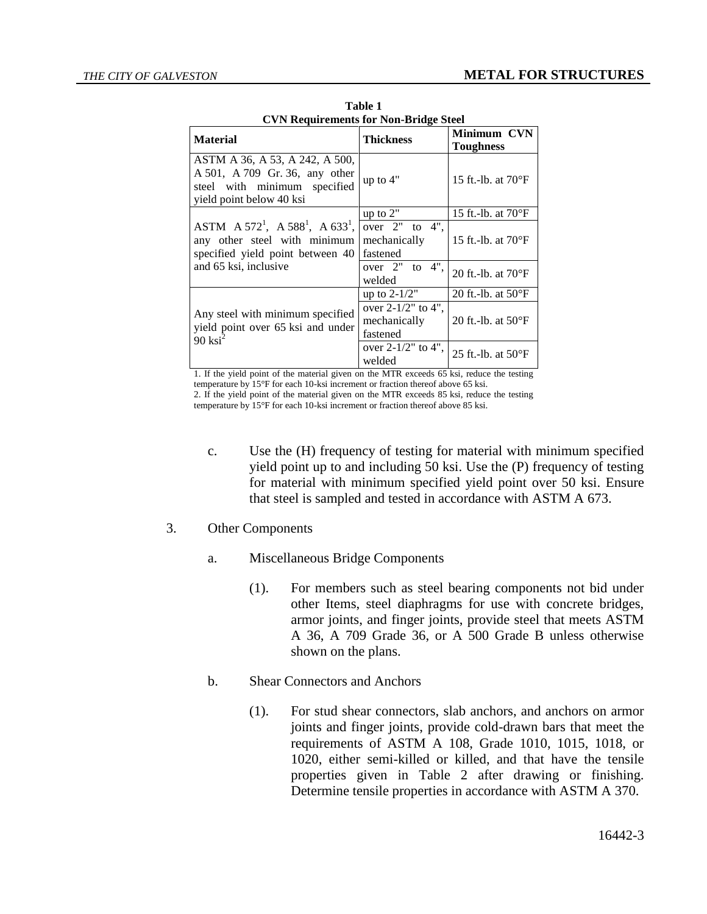**Table 1**
**CVN Requirements for Non-Bridge Steel**

| Material | Thickness | Minimum CVN Toughness |
|---|---|---|
| ASTM A 36, A 53, A 242, A 500, A 501, A 709 Gr. 36, any other steel with minimum specified yield point below 40 ksi | up to 4" | 15 ft.-lb. at 70°F |
| ASTM A 572[1], A 588[1], A 633[1], any other steel with minimum specified yield point between 40 and 65 ksi, inclusive | up to 2" | 15 ft.-lb. at 70°F |
| | over 2" to 4", mechanically fastened | 15 ft.-lb. at 70°F |
| | over 2" to 4", welded | 20 ft.-lb. at 70°F |
| Any steel with minimum specified yield point over 65 ksi and under 90 ksi[2] | up to 2-1/2" | 20 ft.-lb. at 50°F |
| | over 2-1/2" to 4", mechanically fastened | 20 ft.-lb. at 50°F |
| | over 2-1/2" to 4", welded | 25 ft.-lb. at 50°F |

1. If the yield point of the material given on the MTR exceeds 65 ksi, reduce the testing temperature by 15°F for each 10-ksi increment or fraction thereof above 65 ksi.
2. If the yield point of the material given on the MTR exceeds 85 ksi, reduce the testing temperature by 15°F for each 10-ksi increment or fraction thereof above 85 ksi.

c. Use the (H) frequency of testing for material with minimum specified yield point up to and including 50 ksi. Use the (P) frequency of testing for material with minimum specified yield point over 50 ksi. Ensure that steel is sampled and tested in accordance with ASTM A 673.

3. Other Components

a. Miscellaneous Bridge Components

(1). For members such as steel bearing components not bid under other Items, steel diaphragms for use with concrete bridges, armor joints, and finger joints, provide steel that meets ASTM A 36, A 709 Grade 36, or A 500 Grade B unless otherwise shown on the plans.

b. Shear Connectors and Anchors

(1). For stud shear connectors, slab anchors, and anchors on armor joints and finger joints, provide cold-drawn bars that meet the requirements of ASTM A 108, Grade 1010, 1015, 1018, or 1020, either semi-killed or killed, and that have the tensile properties given in Table 2 after drawing or finishing. Determine tensile properties in accordance with ASTM A 370.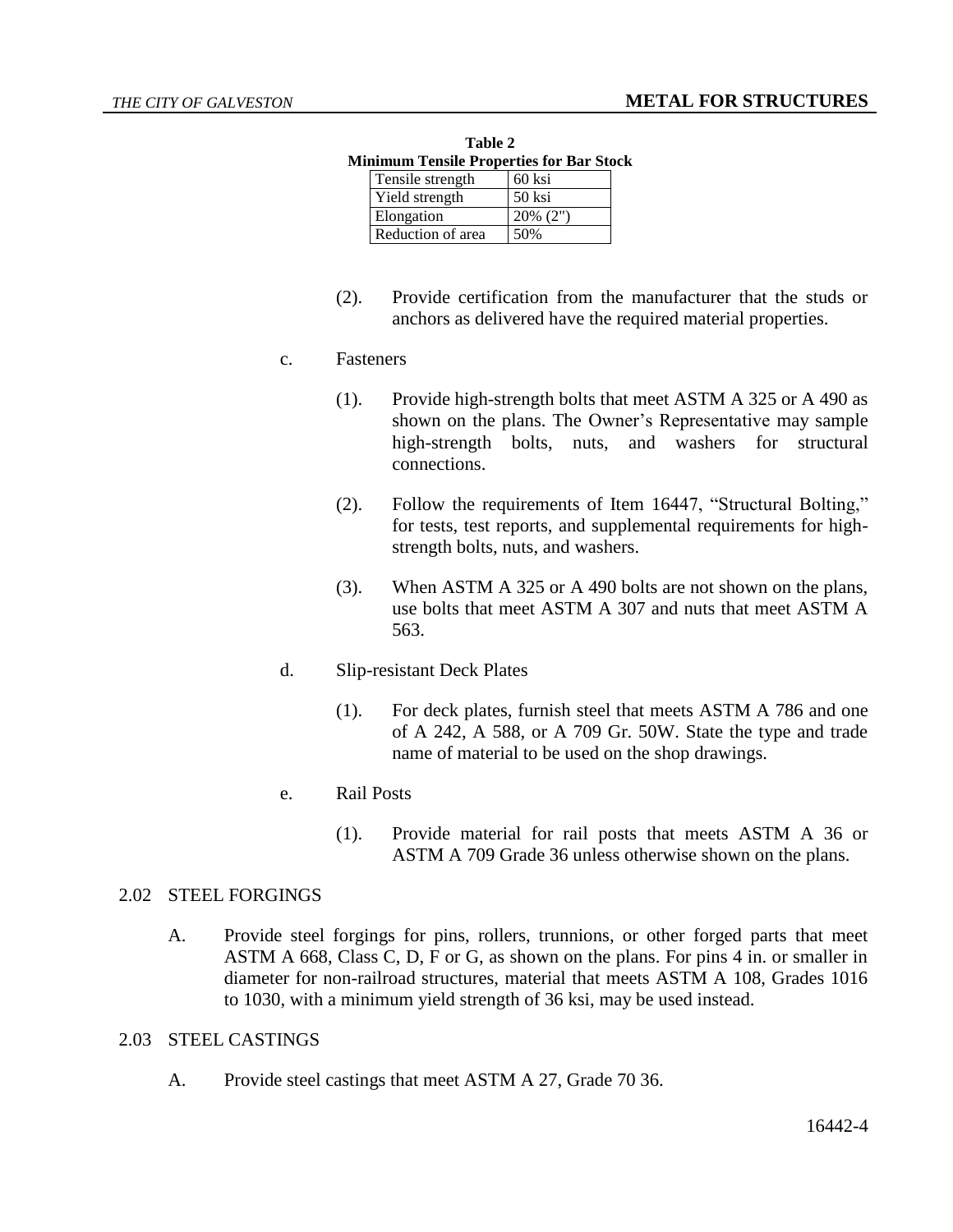**Table 2**
**Minimum Tensile Properties for Bar Stock**

| Tensile strength | 60 ksi |
|---|---|
| Yield strength | 50 ksi |
| Elongation | 20% (2") |
| Reduction of area | 50% |

(2). Provide certification from the manufacturer that the studs or anchors as delivered have the required material properties.

c. Fasteners

(1). Provide high-strength bolts that meet ASTM A 325 or A 490 as shown on the plans. The Owner's Representative may sample high-strength bolts, nuts, and washers for structural connections.

(2). Follow the requirements of Item 16447, "Structural Bolting," for tests, test reports, and supplemental requirements for high-strength bolts, nuts, and washers.

(3). When ASTM A 325 or A 490 bolts are not shown on the plans, use bolts that meet ASTM A 307 and nuts that meet ASTM A 563.

d. Slip-resistant Deck Plates

(1). For deck plates, furnish steel that meets ASTM A 786 and one of A 242, A 588, or A 709 Gr. 50W. State the type and trade name of material to be used on the shop drawings.

e. Rail Posts

(1). Provide material for rail posts that meets ASTM A 36 or ASTM A 709 Grade 36 unless otherwise shown on the plans.

## 2.02 STEEL FORGINGS

A. Provide steel forgings for pins, rollers, trunnions, or other forged parts that meet ASTM A 668, Class C, D, F or G, as shown on the plans. For pins 4 in. or smaller in diameter for non-railroad structures, material that meets ASTM A 108, Grades 1016 to 1030, with a minimum yield strength of 36 ksi, may be used instead.

## 2.03 STEEL CASTINGS

A. Provide steel castings that meet ASTM A 27, Grade 70 36.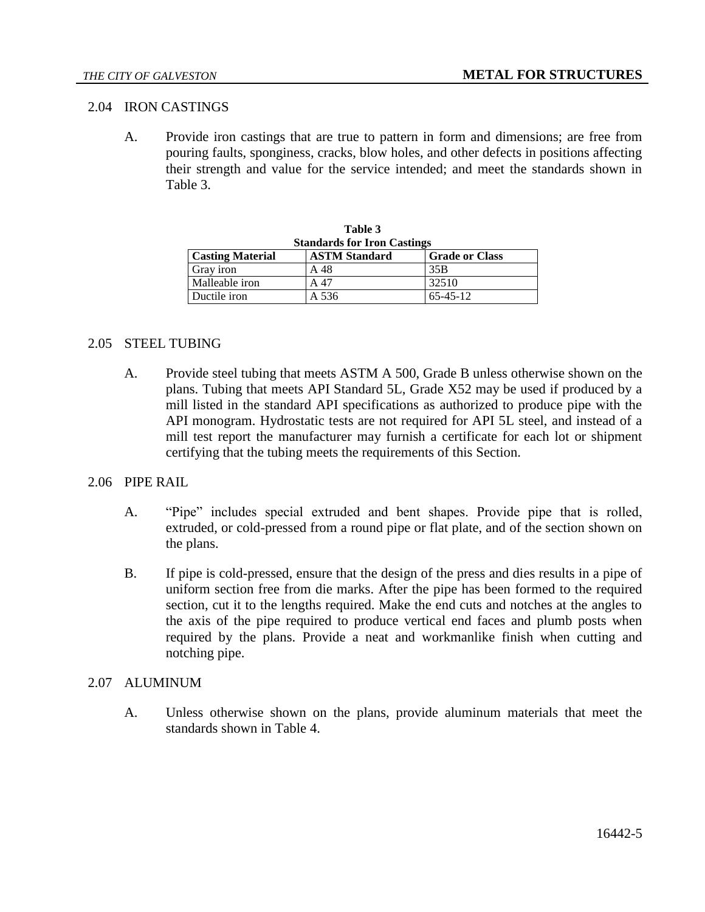## 2.04 IRON CASTINGS

A. Provide iron castings that are true to pattern in form and dimensions; are free from pouring faults, sponginess, cracks, blow holes, and other defects in positions affecting their strength and value for the service intended; and meet the standards shown in Table 3.

**Table 3**
**Standards for Iron Castings**

| Casting Material | ASTM Standard | Grade or Class |
|---|---|---|
| Gray iron | A 48 | 35B |
| Malleable iron | A 47 | 32510 |
| Ductile iron | A 536 | 65-45-12 |

## 2.05 STEEL TUBING

A. Provide steel tubing that meets ASTM A 500, Grade B unless otherwise shown on the plans. Tubing that meets API Standard 5L, Grade X52 may be used if produced by a mill listed in the standard API specifications as authorized to produce pipe with the API monogram. Hydrostatic tests are not required for API 5L steel, and instead of a mill test report the manufacturer may furnish a certificate for each lot or shipment certifying that the tubing meets the requirements of this Section.

## 2.06 PIPE RAIL

A. "Pipe" includes special extruded and bent shapes. Provide pipe that is rolled, extruded, or cold-pressed from a round pipe or flat plate, and of the section shown on the plans.

B. If pipe is cold-pressed, ensure that the design of the press and dies results in a pipe of uniform section free from die marks. After the pipe has been formed to the required section, cut it to the lengths required. Make the end cuts and notches at the angles to the axis of the pipe required to produce vertical end faces and plumb posts when required by the plans. Provide a neat and workmanlike finish when cutting and notching pipe.

## 2.07 ALUMINUM

A. Unless otherwise shown on the plans, provide aluminum materials that meet the standards shown in Table 4.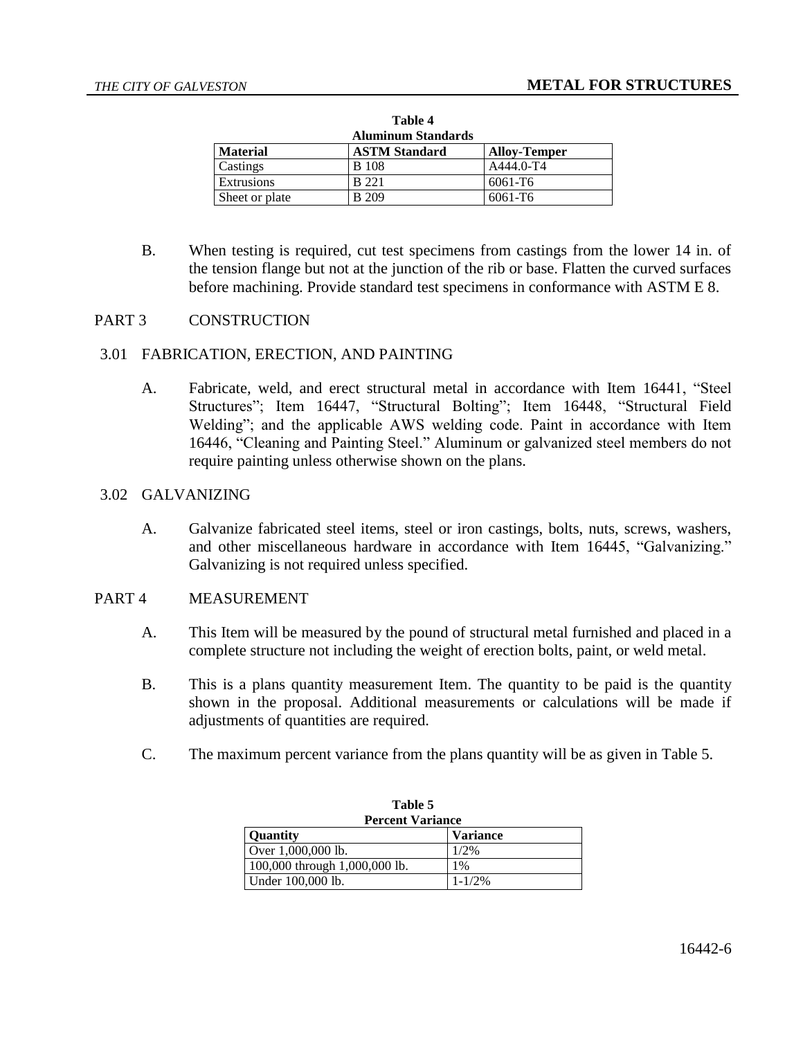**Table 4**
**Aluminum Standards**

| Material | ASTM Standard | Alloy-Temper |
|---|---|---|
| Castings | B 108 | A444.0-T4 |
| Extrusions | B 221 | 6061-T6 |
| Sheet or plate | B 209 | 6061-T6 |

B. When testing is required, cut test specimens from castings from the lower 14 in. of the tension flange but not at the junction of the rib or base. Flatten the curved surfaces before machining. Provide standard test specimens in conformance with ASTM E 8.

# PART 3 CONSTRUCTION

## 3.01 FABRICATION, ERECTION, AND PAINTING

A. Fabricate, weld, and erect structural metal in accordance with Item 16441, "Steel Structures"; Item 16447, "Structural Bolting"; Item 16448, "Structural Field Welding"; and the applicable AWS welding code. Paint in accordance with Item 16446, "Cleaning and Painting Steel." Aluminum or galvanized steel members do not require painting unless otherwise shown on the plans.

## 3.02 GALVANIZING

A. Galvanize fabricated steel items, steel or iron castings, bolts, nuts, screws, washers, and other miscellaneous hardware in accordance with Item 16445, "Galvanizing." Galvanizing is not required unless specified.

# PART 4 MEASUREMENT

A. This Item will be measured by the pound of structural metal furnished and placed in a complete structure not including the weight of erection bolts, paint, or weld metal.

B. This is a plans quantity measurement Item. The quantity to be paid is the quantity shown in the proposal. Additional measurements or calculations will be made if adjustments of quantities are required.

C. The maximum percent variance from the plans quantity will be as given in Table 5.

**Table 5**
**Percent Variance**

| Quantity | Variance |
|---|---|
| Over 1,000,000 lb. | 1/2% |
| 100,000 through 1,000,000 lb. | 1% |
| Under 100,000 lb. | 1-1/2% |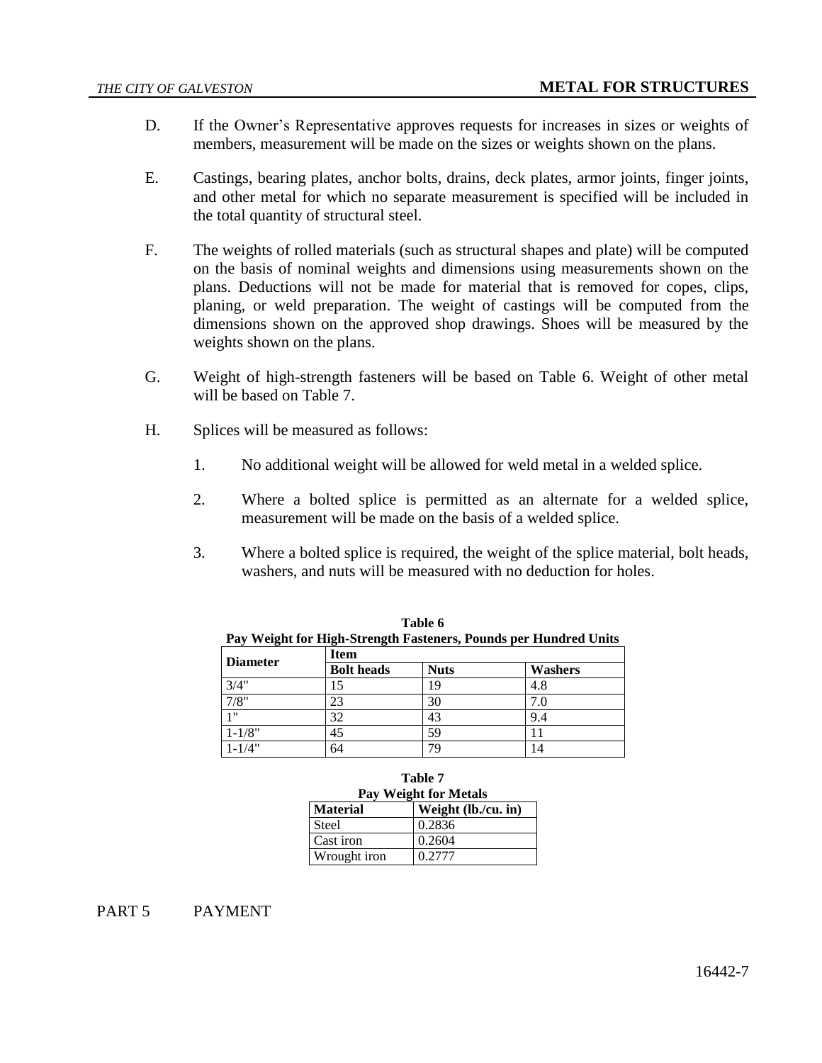D. If the Owner's Representative approves requests for increases in sizes or weights of members, measurement will be made on the sizes or weights shown on the plans.

E. Castings, bearing plates, anchor bolts, drains, deck plates, armor joints, finger joints, and other metal for which no separate measurement is specified will be included in the total quantity of structural steel.

F. The weights of rolled materials (such as structural shapes and plate) will be computed on the basis of nominal weights and dimensions using measurements shown on the plans. Deductions will not be made for material that is removed for copes, clips, planing, or weld preparation. The weight of castings will be computed from the dimensions shown on the approved shop drawings. Shoes will be measured by the weights shown on the plans.

G. Weight of high-strength fasteners will be based on Table 6. Weight of other metal will be based on Table 7.

H. Splices will be measured as follows:

1. No additional weight will be allowed for weld metal in a welded splice.

2. Where a bolted splice is permitted as an alternate for a welded splice, measurement will be made on the basis of a welded splice.

3. Where a bolted splice is required, the weight of the splice material, bolt heads, washers, and nuts will be measured with no deduction for holes.

**Table 6**
**Pay Weight for High-Strength Fasteners, Pounds per Hundred Units**

| Diameter | Item | | |
|---|---|---|---|
| | **Bolt heads** | **Nuts** | **Washers** |
| 3/4" | 15 | 19 | 4.8 |
| 7/8" | 23 | 30 | 7.0 |
| 1" | 32 | 43 | 9.4 |
| 1-1/8" | 45 | 59 | 11 |
| 1-1/4" | 64 | 79 | 14 |

**Table 7**
**Pay Weight for Metals**

| Material | Weight (lb./cu. in) |
|---|---|
| Steel | 0.2836 |
| Cast iron | 0.2604 |
| Wrought iron | 0.2777 |

## PART 5 PAYMENT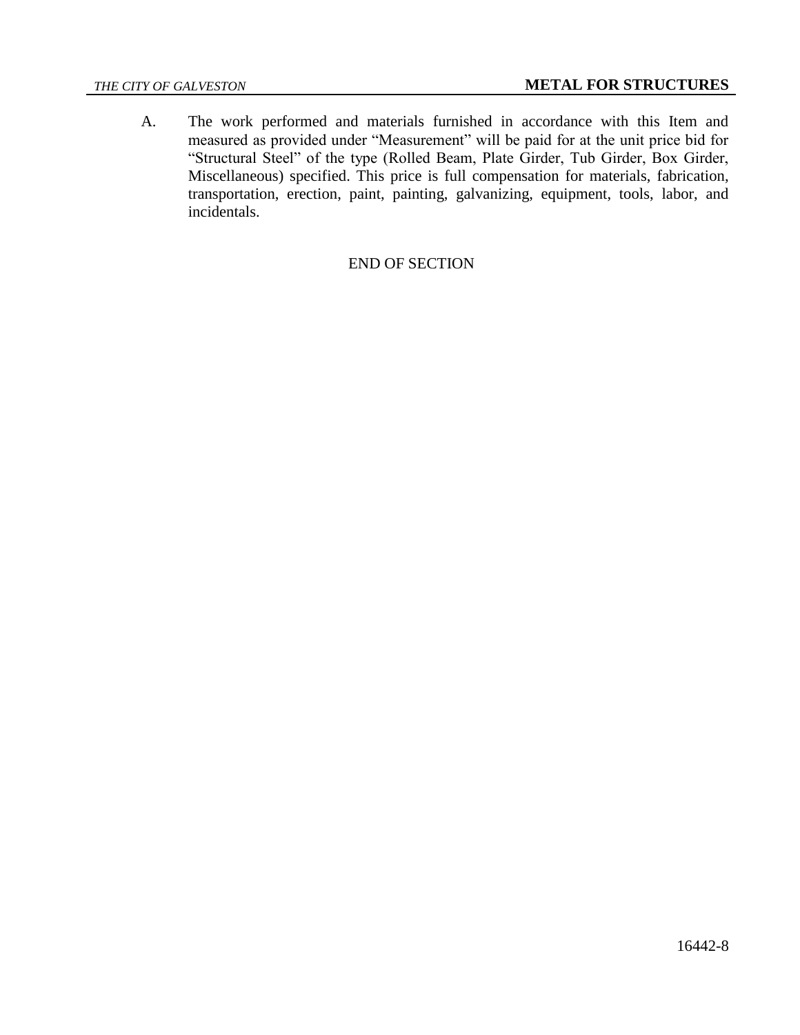A. The work performed and materials furnished in accordance with this Item and measured as provided under "Measurement" will be paid for at the unit price bid for "Structural Steel" of the type (Rolled Beam, Plate Girder, Tub Girder, Box Girder, Miscellaneous) specified. This price is full compensation for materials, fabrication, transportation, erection, paint, painting, galvanizing, equipment, tools, labor, and incidentals.

END OF SECTION